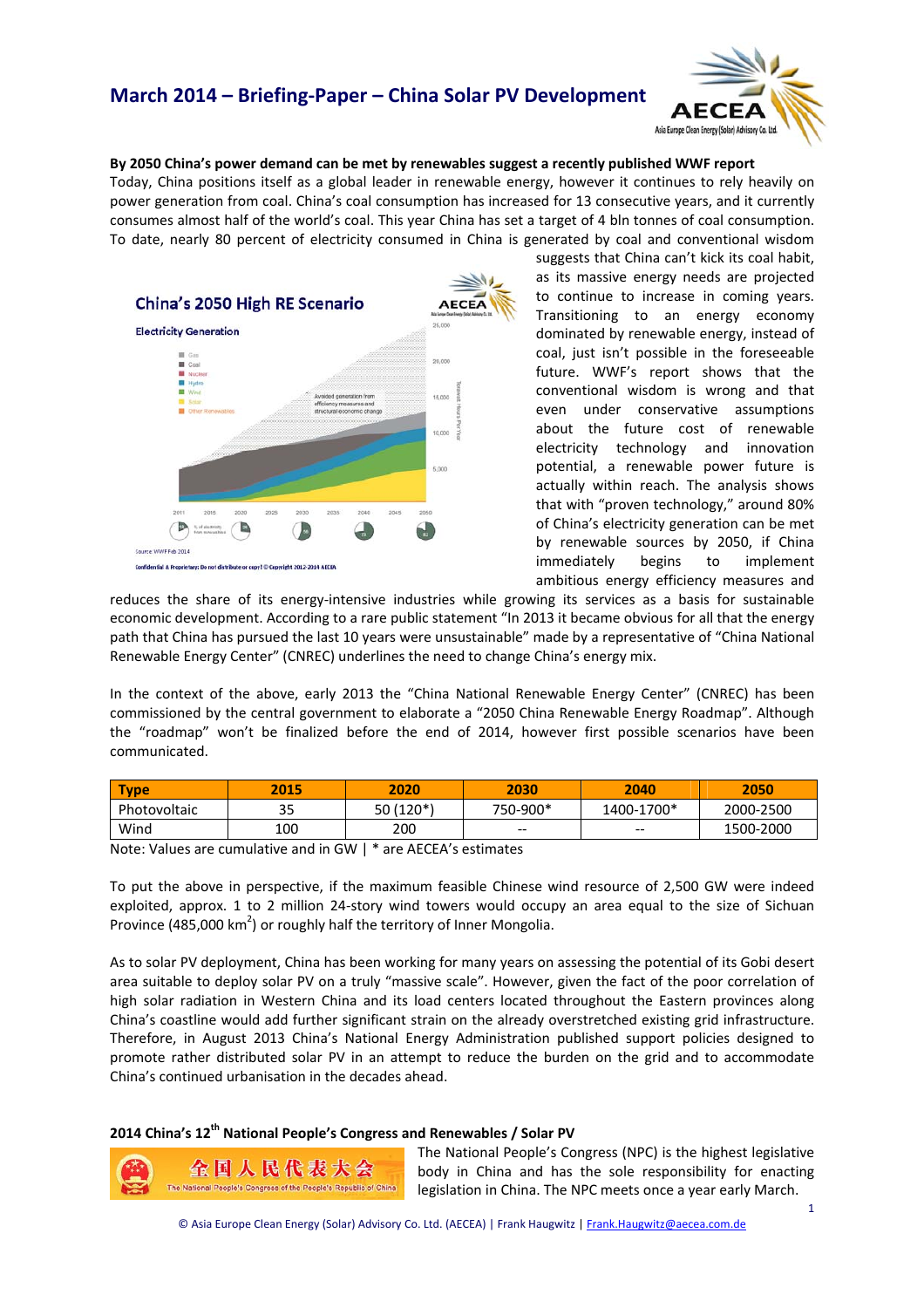# March 2014 – Briefing-Paper – China Solar PV Development

**By 2050 China's power demand can be met by renewables suggest a recently published WWF report**

Today, China positions itself as a global leader in renewable energy, however it continues to rely heavily on power generation from coal. China's coal consumption has increased for 13 consecutive years, and it currently consumes almost half of the world's coal. This year China has set a target of 4 bln tonnes of coal consumption. To date, nearly 80 percent of electricity consumed in China is generated by coal and conventional wisdom suggests that China can't kick its coal habit, as its massive energy needs are projected to continue to increase in coming years. Transitioning to an energy economy dominated by renewable energy, instead of coal, just isn't possible in the foreseeable future. WWF's report shows that the conventional wisdom is wrong and that even under conservative assumptions about the future cost of renewable electricity technology and innovation potential, a renewable power future is actually within reach. The analysis shows that with "proven technology," around 80% of China's electricity generation can be met by renewable sources by 2050, if China immediately begins to implement ambitious energy efficiency measures and reduces the share of its energy-intensive industries while growing its services as a basis for sustainable economic development. According to a rare public statement "In 2013 it became obvious for all that the energy path that China has pursued the last 10 years were unsustainable" made by a representative of "China National Renewable Energy Center" (CNREC) underlines the need to change China's energy mix.

In the context of the above, early 2013 the "China National Renewable Energy Center" (CNREC) has been commissioned by the central government to elaborate a "2050 China Renewable Energy Roadmap". Although the "roadmap" won't be finalized before the end of 2014, however first possible scenarios have been communicated.

| Type | 2015 | 2020 | 2030 | 2040 | 2050 |
|---|---|---|---|---|---|
| Photovoltaic | 35 | 50 (120*) | 750-900* | 1400-1700* | 2000-2500 |
| Wind | 100 | 200 | -- | -- | 1500-2000 |

Note: Values are cumulative and in GW | * are AECEA's estimates

To put the above in perspective, if the maximum feasible Chinese wind resource of 2,500 GW were indeed exploited, approx. 1 to 2 million 24-story wind towers would occupy an area equal to the size of Sichuan Province (485,000 km$^2$) or roughly half the territory of Inner Mongolia.

As to solar PV deployment, China has been working for many years on assessing the potential of its Gobi desert area suitable to deploy solar PV on a truly "massive scale". However, given the fact of the poor correlation of high solar radiation in Western China and its load centers located throughout the Eastern provinces along China's coastline would add further significant strain on the already overstretched existing grid infrastructure. Therefore, in August 2013 China's National Energy Administration published support policies designed to promote rather distributed solar PV in an attempt to reduce the burden on the grid and to accommodate China's continued urbanisation in the decades ahead.

**2014 China's 12th National People's Congress and Renewables / Solar PV**

The National People's Congress (NPC) is the highest legislative body in China and has the sole responsibility for enacting legislation in China. The NPC meets once a year early March.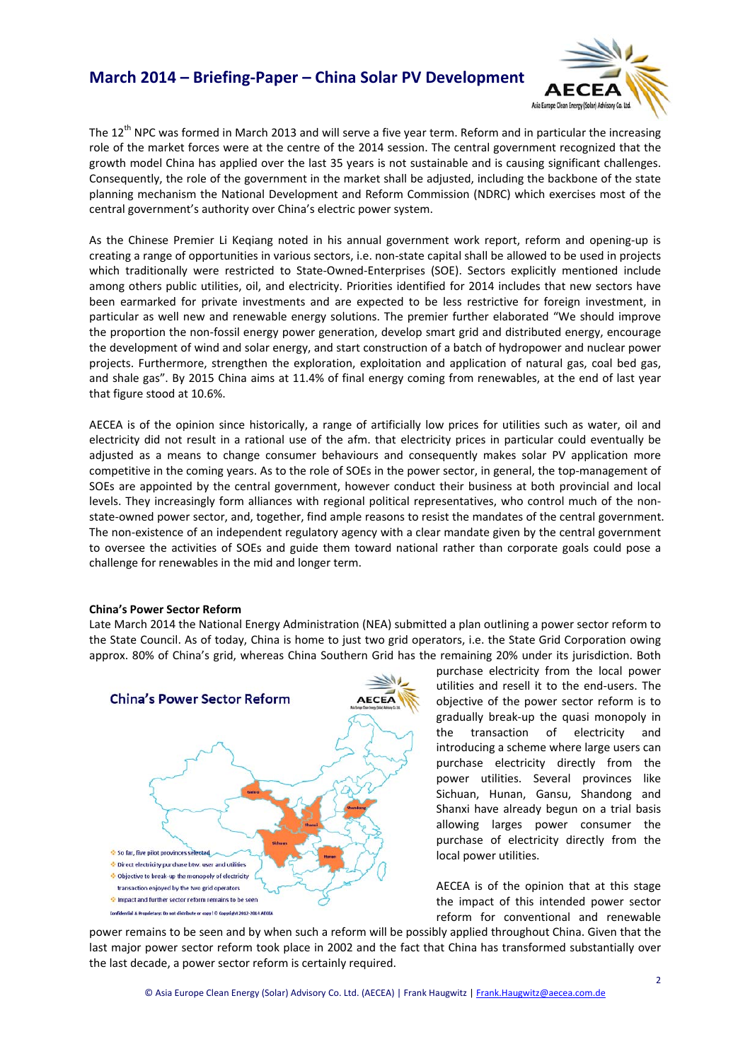The 12th NPC was formed in March 2013 and will serve a five year term. Reform and in particular the increasing role of the market forces were at the centre of the 2014 session. The central government recognized that the growth model China has applied over the last 35 years is not sustainable and is causing significant challenges. Consequently, the role of the government in the market shall be adjusted, including the backbone of the state planning mechanism the National Development and Reform Commission (NDRC) which exercises most of the central government's authority over China's electric power system.

As the Chinese Premier Li Keqiang noted in his annual government work report, reform and opening-up is creating a range of opportunities in various sectors, i.e. non-state capital shall be allowed to be used in projects which traditionally were restricted to State-Owned-Enterprises (SOE). Sectors explicitly mentioned include among others public utilities, oil, and electricity. Priorities identified for 2014 includes that new sectors have been earmarked for private investments and are expected to be less restrictive for foreign investment, in particular as well new and renewable energy solutions. The premier further elaborated "We should improve the proportion the non-fossil energy power generation, develop smart grid and distributed energy, encourage the development of wind and solar energy, and start construction of a batch of hydropower and nuclear power projects. Furthermore, strengthen the exploration, exploitation and application of natural gas, coal bed gas, and shale gas". By 2015 China aims at 11.4% of final energy coming from renewables, at the end of last year that figure stood at 10.6%.

AECEA is of the opinion since historically, a range of artificially low prices for utilities such as water, oil and electricity did not result in a rational use of the afm. that electricity prices in particular could eventually be adjusted as a means to change consumer behaviours and consequently makes solar PV application more competitive in the coming years. As to the role of SOEs in the power sector, in general, the top-management of SOEs are appointed by the central government, however conduct their business at both provincial and local levels. They increasingly form alliances with regional political representatives, who control much of the non-state-owned power sector, and, together, find ample reasons to resist the mandates of the central government. The non-existence of an independent regulatory agency with a clear mandate given by the central government to oversee the activities of SOEs and guide them toward national rather than corporate goals could pose a challenge for renewables in the mid and longer term.

**China's Power Sector Reform**

Late March 2014 the National Energy Administration (NEA) submitted a plan outlining a power sector reform to the State Council. As of today, China is home to just two grid operators, i.e. the State Grid Corporation owing approx. 80% of China's grid, whereas China Southern Grid has the remaining 20% under its jurisdiction. Both purchase electricity from the local power utilities and resell it to the end-users. The objective of the power sector reform is to gradually break-up the quasi monopoly in the transaction of electricity and introducing a scheme where large users can purchase electricity directly from the power utilities. Several provinces like Sichuan, Hunan, Gansu, Shandong and Shanxi have already begun on a trial basis allowing larges power consumer the purchase of electricity directly from the local power utilities.

China's Power Sector Reform

- So far, five pilot provinces selected
- Direct electricity purchase btw. user and utilities
- Objective to break-up the monopoly of electricity transaction enjoyed by the two grid operators
- Impact and further sector reform remains to be seen

Confidential & Proprietary: Do not distribute or copy | © Copyright 2012-2014 AECEA

AECEA is of the opinion that at this stage the impact of this intended power sector reform for conventional and renewable power remains to be seen and by when such a reform will be possibly applied throughout China. Given that the last major power sector reform took place in 2002 and the fact that China has transformed substantially over the last decade, a power sector reform is certainly required.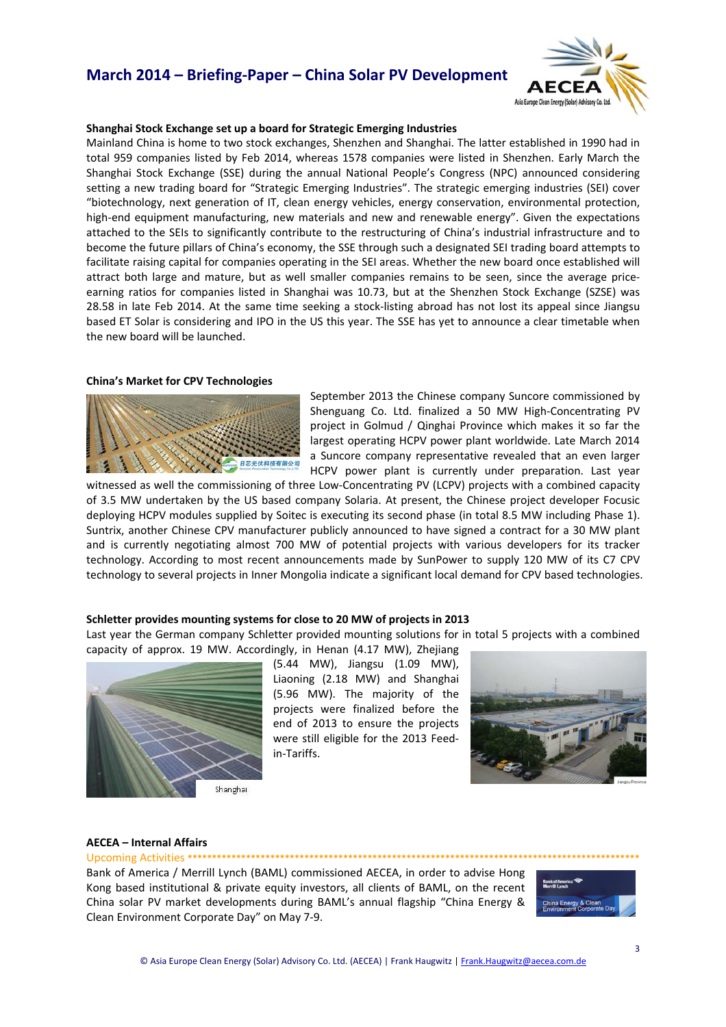### Shanghai Stock Exchange set up a board for Strategic Emerging Industries

Mainland China is home to two stock exchanges, Shenzhen and Shanghai. The latter established in 1990 had in total 959 companies listed by Feb 2014, whereas 1578 companies were listed in Shenzhen. Early March the Shanghai Stock Exchange (SSE) during the annual National People's Congress (NPC) announced considering setting a new trading board for "Strategic Emerging Industries". The strategic emerging industries (SEI) cover "biotechnology, next generation of IT, clean energy vehicles, energy conservation, environmental protection, high-end equipment manufacturing, new materials and new and renewable energy". Given the expectations attached to the SEIs to significantly contribute to the restructuring of China's industrial infrastructure and to become the future pillars of China's economy, the SSE through such a designated SEI trading board attempts to facilitate raising capital for companies operating in the SEI areas. Whether the new board once established will attract both large and mature, but as well smaller companies remains to be seen, since the average price-earning ratios for companies listed in Shanghai was 10.73, but at the Shenzhen Stock Exchange (SZSE) was 28.58 in late Feb 2014. At the same time seeking a stock-listing abroad has not lost its appeal since Jiangsu based ET Solar is considering and IPO in the US this year. The SSE has yet to announce a clear timetable when the new board will be launched.

### China's Market for CPV Technologies

September 2013 the Chinese company Suncore commissioned by Shenguang Co. Ltd. finalized a 50 MW High-Concentrating PV project in Golmud / Qinghai Province which makes it so far the largest operating HCPV power plant worldwide. Late March 2014 a Suncore company representative revealed that an even larger HCPV power plant is currently under preparation. Last year witnessed as well the commissioning of three Low-Concentrating PV (LCPV) projects with a combined capacity of 3.5 MW undertaken by the US based company Solaria. At present, the Chinese project developer Focusic deploying HCPV modules supplied by Soitec is executing its second phase (in total 8.5 MW including Phase 1). Suntrix, another Chinese CPV manufacturer publicly announced to have signed a contract for a 30 MW plant and is currently negotiating almost 700 MW of potential projects with various developers for its tracker technology. According to most recent announcements made by SunPower to supply 120 MW of its C7 CPV technology to several projects in Inner Mongolia indicate a significant local demand for CPV based technologies.

### Schletter provides mounting systems for close to 20 MW of projects in 2013

Last year the German company Schletter provided mounting solutions for in total 5 projects with a combined capacity of approx. 19 MW. Accordingly, in Henan (4.17 MW), Zhejiang (5.44 MW), Jiangsu (1.09 MW), Liaoning (2.18 MW) and Shanghai (5.96 MW). The majority of the projects were finalized before the end of 2013 to ensure the projects were still eligible for the 2013 Feed-in-Tariffs.

Shanghai

Jiangsu Province

### AECEA – Internal Affairs

Upcoming Activities

Bank of America / Merrill Lynch (BAML) commissioned AECEA, in order to advise Hong Kong based institutional & private equity investors, all clients of BAML, on the recent China solar PV market developments during BAML's annual flagship "China Energy & Clean Environment Corporate Day" on May 7-9.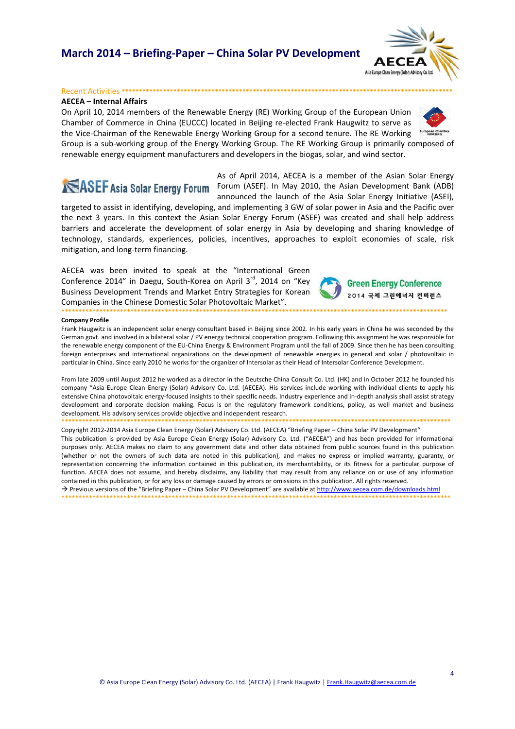Recent Activities ********************************************************************************************

**AECEA – Internal Affairs**

On April 10, 2014 members of the Renewable Energy (RE) Working Group of the European Union Chamber of Commerce in China (EUCCC) located in Beijing re-elected Frank Haugwitz to serve as the Vice-Chairman of the Renewable Energy Working Group for a second tenure. The RE Working Group is a sub-working group of the Energy Working Group. The RE Working Group is primarily composed of renewable energy equipment manufacturers and developers in the biogas, solar, and wind sector.

As of April 2014, AECEA is a member of the Asian Solar Energy Forum (ASEF). In May 2010, the Asian Development Bank (ADB) announced the launch of the Asia Solar Energy Initiative (ASEI), targeted to assist in identifying, developing, and implementing 3 GW of solar power in Asia and the Pacific over the next 3 years. In this context the Asian Solar Energy Forum (ASEF) was created and shall help address barriers and accelerate the development of solar energy in Asia by developing and sharing knowledge of technology, standards, experiences, policies, incentives, approaches to exploit economies of scale, risk mitigation, and long-term financing.

AECEA was been invited to speak at the "International Green Conference 2014" in Daegu, South-Korea on April 3rd, 2014 on "Key Business Development Trends and Market Entry Strategies for Korean Companies in the Chinese Domestic Solar Photovoltaic Market".

********************************************************************************************

**Company Profile**

Frank Haugwitz is an independent solar energy consultant based in Beijing since 2002. In his early years in China he was seconded by the German govt. and involved in a bilateral solar / PV energy technical cooperation program. Following this assignment he was responsible for the renewable energy component of the EU-China Energy & Environment Program until the fall of 2009. Since then he has been consulting foreign enterprises and international organizations on the development of renewable energies in general and solar / photovoltaic in particular in China. Since early 2010 he works for the organizer of Intersolar as their Head of Intersolar Conference Development.

From late 2009 until August 2012 he worked as a director in the Deutsche China Consult Co. Ltd. (HK) and in October 2012 he founded his company "Asia Europe Clean Energy (Solar) Advisory Co. Ltd. (AECEA). His services include working with individual clients to apply his extensive China photovoltaic energy-focused insights to their specific needs. Industry experience and in-depth analysis shall assist strategy development and corporate decision making. Focus is on the regulatory framework conditions, policy, as well market and business development. His advisory services provide objective and independent research.

********************************************************************************************

Copyright 2012-2014 Asia Europe Clean Energy (Solar) Advisory Co. Ltd. (AECEA) "Briefing Paper – China Solar PV Development"

This publication is provided by Asia Europe Clean Energy (Solar) Advisory Co. Ltd. ("AECEA") and has been provided for informational purposes only. AECEA makes no claim to any government data and other data obtained from public sources found in this publication (whether or not the owners of such data are noted in this publication), and makes no express or implied warranty, guaranty, or representation concerning the information contained in this publication, its merchantability, or its fitness for a particular purpose of function. AECEA does not assume, and hereby disclaims, any liability that may result from any reliance on or use of any information contained in this publication, or for any loss or damage caused by errors or omissions in this publication. All rights reserved.

→ Previous versions of the "Briefing Paper – China Solar PV Development" are available at http://www.aecea.com.de/downloads.html

********************************************************************************************